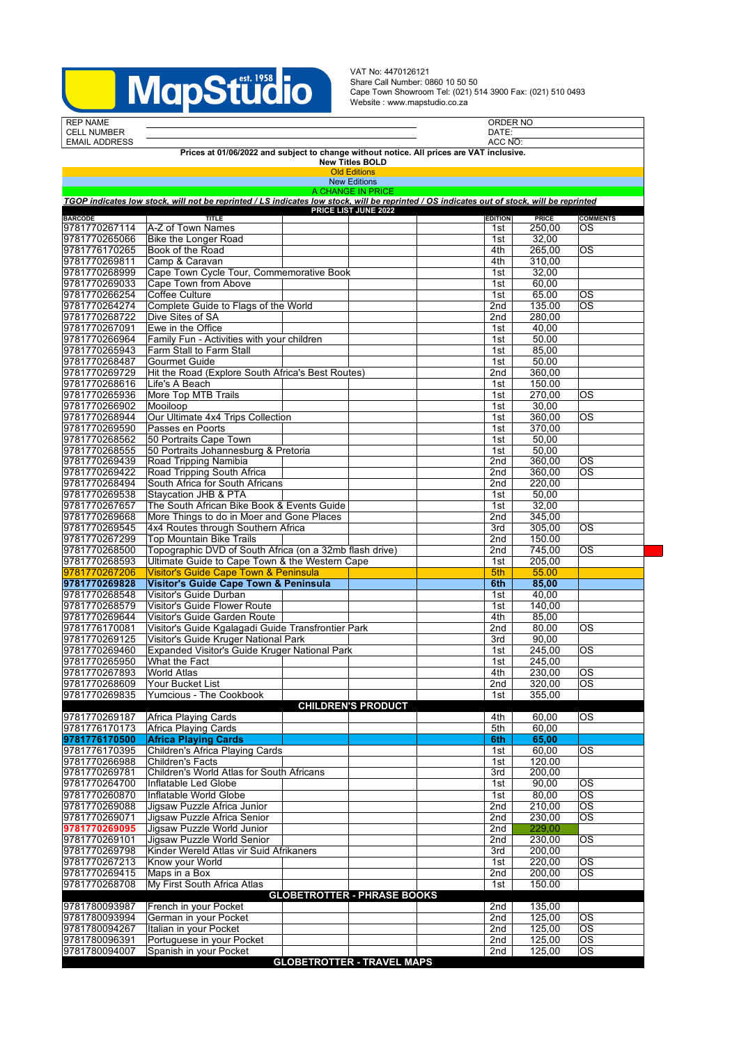**MapStudio** est. 1958

VAT No: 4470126121
Share Call Number: 0860 10 50 50
Cape Town Showroom Tel: (021) 514 3900 Fax: (021) 510 0493
Website : www.mapstudio.co.za

| REP NAME | | ORDER NO |
|---|---|---|
| CELL NUMBER | | DATE: |
| EMAIL ADDRESS | | ACC NO: |

**Prices at 01/06/2022 and subject to change without notice. All prices are VAT inclusive.**

**New Titles BOLD**

Old Editions

New Editions

A CHANGE IN PRICE

***TGOP indicates low stock, will not be reprinted / LS indicates low stock, will be reprinted / OS indicates out of stock, will be reprinted***

**PRICE LIST JUNE 2022**

| BARCODE | TITLE | EDITION | PRICE | COMMENTS |
|---|---|---|---|---|
| 9781770267114 | A-Z of Town Names | 1st | 250,00 | OS |
| 9781770265066 | Bike the Longer Road | 1st | 32,00 | |
| 9781776170265 | Book of the Road | 4th | 265,00 | OS |
| 9781770269811 | Camp & Caravan | 4th | 310,00 | |
| 9781770268999 | Cape Town Cycle Tour, Commemorative Book | 1st | 32,00 | |
| 9781770269033 | Cape Town from Above | 1st | 60,00 | |
| 9781770266254 | Coffee Culture | 1st | 65.00 | OS |
| 9781770264274 | Complete Guide to Flags of the World | 2nd | 135.00 | OS |
| 9781770268722 | Dive Sites of SA | 2nd | 280,00 | |
| 9781770267091 | Ewe in the Office | 1st | 40,00 | |
| 9781770266964 | Family Fun - Activities with your children | 1st | 50.00 | |
| 9781770265943 | Farm Stall to Farm Stall | 1st | 85,00 | |
| 9781770268487 | Gourmet Guide | 1st | 50.00 | |
| 9781770269729 | Hit the Road (Explore South Africa's Best Routes) | 2nd | 360,00 | |
| 9781770268616 | Life's A Beach | 1st | 150.00 | |
| 9781770265936 | More Top MTB Trails | 1st | 270,00 | OS |
| 9781770266902 | Mooiloop | 1st | 30,00 | |
| 9781770268944 | Our Ultimate 4x4 Trips Collection | 1st | 360,00 | OS |
| 9781770269590 | Passes en Poorts | 1st | 370,00 | |
| 9781770268562 | 50 Portraits Cape Town | 1st | 50,00 | |
| 9781770268555 | 50 Portraits Johannesburg & Pretoria | 1st | 50,00 | |
| 9781770269439 | Road Tripping Namibia | 2nd | 360,00 | OS |
| 9781770269422 | Road Tripping South Africa | 2nd | 360,00 | OS |
| 9781770268494 | South Africa for South Africans | 2nd | 220,00 | |
| 9781770269538 | Staycation JHB & PTA | 1st | 50,00 | |
| 9781770267657 | The South African Bike Book & Events Guide | 1st | 32,00 | |
| 9781770269668 | More Things to do in Moer and Gone Places | 2nd | 345,00 | |
| 9781770269545 | 4x4 Routes through Southern Africa | 3rd | 305,00 | OS |
| 9781770267299 | Top Mountain Bike Trails | 2nd | 150.00 | |
| 9781770268500 | Topographic DVD of South Africa (on a 32mb flash drive) | 2nd | 745,00 | OS |
| 9781770268593 | Ultimate Guide to Cape Town & the Western Cape | 1st | 205,00 | |
| 9781770267206 | Visitor's Guide Cape Town & Peninsula | 5th | 55.00 | |
| **9781770269828** | **Visitor's Guide Cape Town & Peninsula** | **6th** | **85,00** | |
| 9781770268548 | Visitor's Guide Durban | 1st | 40,00 | |
| 9781770268579 | Visitor's Guide Flower Route | 1st | 140,00 | |
| 9781770269644 | Visitor's Guide Garden Route | 4th | 85,00 | |
| 9781776170081 | Visitor's Guide Kgalagadi Guide Transfrontier Park | 2nd | 80.00 | OS |
| 9781770269125 | Visitor's Guide Kruger National Park | 3rd | 90,00 | |
| 9781770269460 | Expanded Visitor's Guide Kruger National Park | 1st | 245,00 | OS |
| 9781770265950 | What the Fact | 1st | 245,00 | |
| 9781770267893 | World Atlas | 4th | 230,00 | OS |
| 9781770268609 | Your Bucket List | 2nd | 320,00 | OS |
| 9781770269835 | Yumcious - The Cookbook | 1st | 355,00 | |
| | **CHILDREN'S PRODUCT** | | | |
| 9781770269187 | Africa Playing Cards | 4th | 60,00 | OS |
| 9781776170173 | Africa Playing Cards | 5th | 60,00 | |
| **9781776170500** | **Africa Playing Cards** | **6th** | **65,00** | |
| 9781776170395 | Children's Africa Playing Cards | 1st | 60,00 | OS |
| 9781770266988 | Children's Facts | 1st | 120.00 | |
| 9781770269781 | Children's World Atlas for South Africans | 3rd | 200,00 | |
| 9781770264700 | Inflatable Led Globe | 1st | 90,00 | OS |
| 9781770260870 | Inflatable World Globe | 1st | 80,00 | OS |
| 9781770269088 | Jigsaw Puzzle Africa Junior | 2nd | 210,00 | OS |
| 9781770269071 | Jigsaw Puzzle Africa Senior | 2nd | 230,00 | OS |
| 9781770269095 | Jigsaw Puzzle World Junior | 2nd | 229,00 | |
| 9781770269101 | Jigsaw Puzzle World Senior | 2nd | 230,00 | OS |
| 9781770269798 | Kinder Wereld Atlas vir Suid Afrikaners | 3rd | 200,00 | |
| 9781770267213 | Know your World | 1st | 220,00 | OS |
| 9781770269415 | Maps in a Box | 2nd | 200,00 | OS |
| 9781770268708 | My First South Africa Atlas | 1st | 150.00 | |
| | **GLOBETROTTER - PHRASE BOOKS** | | | |
| 9781780093987 | French in your Pocket | 2nd | 135,00 | |
| 9781780093994 | German in your Pocket | 2nd | 125,00 | OS |
| 9781780094267 | Italian in your Pocket | 2nd | 125,00 | OS |
| 9781780096391 | Portuguese in your Pocket | 2nd | 125,00 | OS |
| 9781780094007 | Spanish in your Pocket | 2nd | 125,00 | OS |
| | **GLOBETROTTER - TRAVEL MAPS** | | | |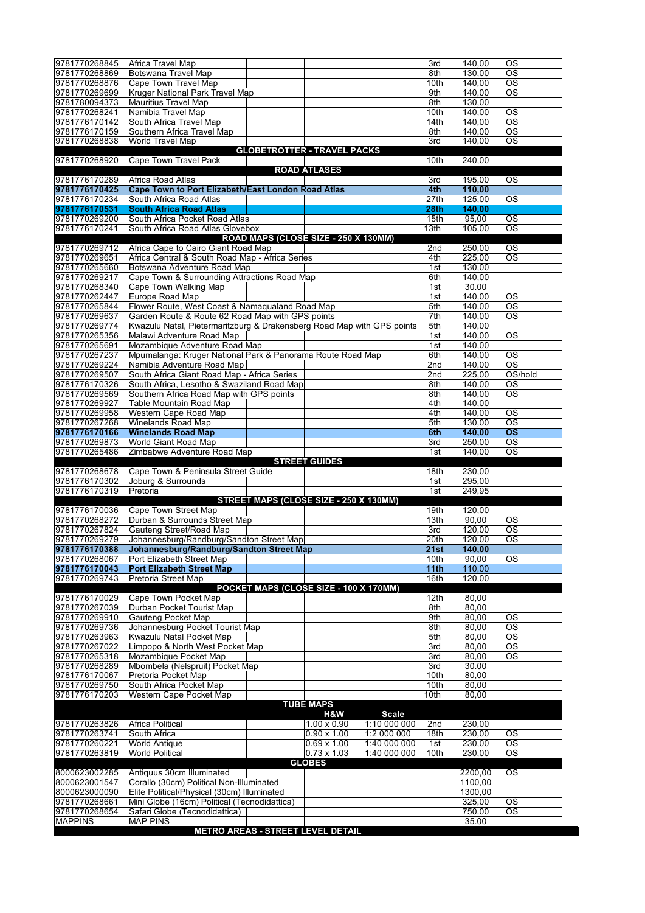| | | | | | | | |
|---|---|---|---|---|---|---|---|
| 9781770268845 | Africa Travel Map | | | | 3rd | 140,00 | OS |
| 9781770268869 | Botswana Travel Map | | | | 8th | 130,00 | OS |
| 9781770268876 | Cape Town Travel Map | | | | 10th | 140,00 | OS |
| 9781770269699 | Kruger National Park Travel Map | | | | 9th | 140,00 | OS |
| 9781780094373 | Mauritius Travel Map | | | | 8th | 130,00 | |
| 9781770268241 | Namibia Travel Map | | | | 10th | 140,00 | OS |
| 9781776170142 | South Africa Travel Map | | | | 14th | 140,00 | OS |
| 9781776170159 | Southern Africa Travel Map | | | | 8th | 140,00 | OS |
| 9781770268838 | World Travel Map | | | | 3rd | 140,00 | OS |
| | **GLOBETROTTER - TRAVEL PACKS** | | | | | | |
| 9781770268920 | Cape Town Travel Pack | | | | 10th | 240,00 | |
| | **ROAD ATLASES** | | | | | | |
| 9781776170289 | Africa Road Atlas | | | | 3rd | 195,00 | OS |
| **9781776170425** | **Cape Town to Port Elizabeth/East London Road Atlas** | | | | **4th** | **110,00** | |
| 9781776170234 | South Africa Road Atlas | | | | 27th | 125,00 | OS |
| **9781776170531** | **South Africa Road Atlas** | | | | **28th** | **140,00** | |
| 9781770269200 | South Africa Pocket Road Atlas | | | | 15th | 95,00 | OS |
| 9781776170241 | South Africa Road Atlas Glovebox | | | | 13th | 105,00 | OS |
| | **ROAD MAPS (CLOSE SIZE - 250 X 130MM)** | | | | | | |
| 9781770269712 | Africa Cape to Cairo Giant Road Map | | | | 2nd | 250,00 | OS |
| 9781770269651 | Africa Central & South Road Map - Africa Series | | | | 4th | 225,00 | OS |
| 9781770265660 | Botswana Adventure Road Map | | | | 1st | 130,00 | |
| 9781770269217 | Cape Town & Surrounding Attractions Road Map | | | | 6th | 140,00 | |
| 9781770268340 | Cape Town Walking Map | | | | 1st | 30.00 | |
| 9781770262447 | Europe Road Map | | | | 1st | 140,00 | OS |
| 9781770265844 | Flower Route, West Coast & Namaqualand Road Map | | | | 5th | 140,00 | OS |
| 9781770269637 | Garden Route & Route 62 Road Map with GPS points | | | | 7th | 140,00 | OS |
| 9781770269774 | Kwazulu Natal, Pietermaritzburg & Drakensberg Road Map with GPS points | | | | 5th | 140,00 | |
| 9781770265356 | Malawi Adventure Road Map | | | | 1st | 140,00 | OS |
| 9781770265691 | Mozambique Adventure Road Map | | | | 1st | 140,00 | |
| 9781770267237 | Mpumalanga: Kruger National Park & Panorama Route Road Map | | | | 6th | 140,00 | OS |
| 9781770269224 | Namibia Adventure Road Map | | | | 2nd | 140,00 | OS |
| 9781770269507 | South Africa Giant Road Map - Africa Series | | | | 2nd | 225,00 | OS/hold |
| 9781776170326 | South Africa, Lesotho & Swaziland Road Map | | | | 8th | 140,00 | OS |
| 9781770269569 | Southern Africa Road Map with GPS points | | | | 8th | 140,00 | OS |
| 9781770269927 | Table Mountain Road Map | | | | 4th | 140,00 | |
| 9781770269958 | Western Cape Road Map | | | | 4th | 140,00 | OS |
| 9781770267268 | Winelands Road Map | | | | 5th | 130,00 | OS |
| **9781776170166** | **Winelands Road Map** | | | | **6th** | **140,00** | **OS** |
| 9781770269873 | World Giant Road Map | | | | 3rd | 250,00 | OS |
| 9781770265486 | Zimbabwe Adventure Road Map | | | | 1st | 140,00 | OS |
| | **STREET GUIDES** | | | | | | |
| 9781770268678 | Cape Town & Peninsula Street Guide | | | | 18th | 230,00 | |
| 9781776170302 | Joburg & Surrounds | | | | 1st | 295,00 | |
| 9781776170319 | Pretoria | | | | 1st | 249,95 | |
| | **STREET MAPS (CLOSE SIZE - 250 X 130MM)** | | | | | | |
| 9781776170036 | Cape Town Street Map | | | | 19th | 120,00 | |
| 9781770268272 | Durban & Surrounds Street Map | | | | 13th | 90,00 | OS |
| 9781770267824 | Gauteng Street/Road Map | | | | 3rd | 120,00 | OS |
| 9781770269279 | Johannesburg/Randburg/Sandton Street Map | | | | 20th | 120,00 | OS |
| **9781776170388** | **Johannesburg/Randburg/Sandton Street Map** | | | | **21st** | **140,00** | |
| 9781770268067 | Port Elizabeth Street Map | | | | 10th | 90,00 | OS |
| **9781776170043** | **Port Elizabeth Street Map** | | | | **11th** | **110,00** | |
| 9781770269743 | Pretoria Street Map | | | | 16th | 120,00 | |
| | **POCKET MAPS (CLOSE SIZE - 100 X 170MM)** | | | | | | |
| 9781776170029 | Cape Town Pocket Map | | | | 12th | 80,00 | |
| 9781770267039 | Durban Pocket Tourist Map | | | | 8th | 80,00 | |
| 9781770269910 | Gauteng Pocket Map | | | | 9th | 80,00 | OS |
| 9781770269736 | Johannesburg Pocket Tourist Map | | | | 8th | 80,00 | OS |
| 9781770263963 | Kwazulu Natal Pocket Map | | | | 5th | 80,00 | OS |
| 9781770267022 | Limpopo & North West Pocket Map | | | | 3rd | 80,00 | OS |
| 9781770265318 | Mozambique Pocket Map | | | | 3rd | 80,00 | OS |
| 9781770268289 | Mbombela (Nelspruit) Pocket Map | | | | 3rd | 30.00 | |
| 9781776170067 | Pretoria Pocket Map | | | | 10th | 80,00 | |
| 9781770269750 | South Africa Pocket Map | | | | 10th | 80,00 | |
| 9781776170203 | Western Cape Pocket Map | | | | 10th | 80,00 | |
| | **TUBE MAPS** | | | | | | |
| | | | **H&W** | **Scale** | | | |
| 9781770263826 | Africa Political | | 1.00 x 0.90 | 1:10 000 000 | 2nd | 230,00 | |
| 9781770263741 | South Africa | | 0.90 x 1.00 | 1:2 000 000 | 18th | 230,00 | OS |
| 9781770260221 | World Antique | | 0.69 x 1.00 | 1:40 000 000 | 1st | 230,00 | OS |
| 9781770263819 | World Political | | 0.73 x 1.03 | 1:40 000 000 | 10th | 230,00 | OS |
| | **GLOBES** | | | | | | |
| 8000623002285 | Antiquus 30cm Illuminated | | | | | 2200,00 | OS |
| 8000623001547 | Corallo (30cm) Political Non-Illuminated | | | | | 1100,00 | |
| 8000623000090 | Elite Political/Physical (30cm) Illuminated | | | | | 1300,00 | |
| 9781770268661 | Mini Globe (16cm) Political (Tecnodidattica) | | | | | 325,00 | OS |
| 9781770268654 | Safari Globe (Tecnodidattica) | | | | | 750.00 | OS |
| MAPPINS | MAP PINS | | | | | 35.00 | |
| | **METRO AREAS - STREET LEVEL DETAIL** | | | | | | |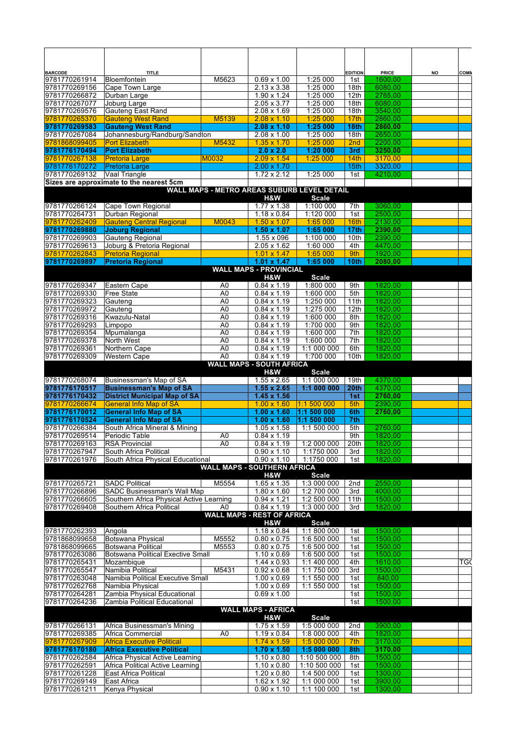| BARCODE | TITLE | | | | EDITION | PRICE | NO | COMM |
|---|---|---|---|---|---|---|---|---|
| 9781770261914 | Bloemfontein | M5623 | 0.69 x 1.00 | 1:25 000 | 1st | 1600,00 | | |
| 9781770269156 | Cape Town Large | | 2.13 x 3.38 | 1:25 000 | 18th | 6080,00 | | |
| 9781770266872 | Durban Large | | 1.90 x 1.24 | 1:25 000 | 12th | 2765,00 | | |
| 9781770267077 | Joburg Large | | 2.05 x 3.77 | 1:25 000 | 18th | 6080,00 | | |
| 9781770269576 | Gauteng East Rand | | 2.08 x 1.69 | 1:25 000 | 18th | 3540,00 | | |
| 9781770265370 | Gauteng West Rand | M5139 | 2.08 x 1.10 | 1:25 000 | 17th | 2860,00 | | |
| **9781770269583** | **Gauteng West Rand** | | **2.08 x 1.10** | **1:25 000** | **18th** | **2860,00** | | |
| 9781770267084 | Johannesburg/Randburg/Sandton | | 2.08 x 1.00 | 1:25 000 | 18th | 2650,00 | | |
| 9781868099405 | Port Elizabeth | M5432 | 1.35 x 1.70 | 1:25 000 | 2nd | 2200,00 | | |
| **9781776170494** | **Port Elizabeth** | | **2.0 x 2.0** | **1:20 000** | **3rd** | **3250,00** | | |
| 9781770267138 | Pretoria Large | M0032 | 2.09 x 1.54 | 1:25 000 | 14th | 3170,00 | | |
| 9781776170272 | Pretoria Large | | 2.00 x 1.70 | | 15th | 3320,00 | | |
| 9781770269132 | Vaal Triangle | | 1.72 x 2.12 | 1:25 000 | 1st | 4210,00 | | |
| Sizes are approximate to the nearest 5cm | | | | | | | | |
| **WALL MAPS - METRO AREAS SUBURB LEVEL DETAIL** | | | | | | | | |
| | | | **H&W** | **Scale** | | | | |
| 9781770266124 | Cape Town Regional | | 1.77 x 1.38 | 1:100 000 | 7th | 3060,00 | | |
| 9781770264731 | Durban Regional | | 1.18 x 0.84 | 1:120 000 | 1st | 2500,00 | | |
| 9781770262409 | Gauteng Central Regional | M0043 | 1.50 x 1.07 | 1:65 000 | 16th | 2130,00 | | |
| **9781770269880** | **Joburg Regional** | | **1.50 x 1.07** | **1:65 000** | **17th** | **2390,00** | | |
| 9781770269903 | Gauteng Regional | | 1.55 x 096 | 1:100 000 | 10th | 2390,00 | | |
| 9781770269613 | Joburg & Pretoria Regional | | 2.05 x 1.62 | 1:60 000 | 4th | 4470,00 | | |
| 9781770262843 | Pretoria Regional | | 1.01 x 1.47 | 1:65 000 | 9th | 1920,00 | | |
| **9781770269897** | **Pretoria Regional** | | **1.01 x 1.47** | **1:65 000** | **10th** | **2080,00** | | |
| **WALL MAPS - PROVINCIAL** | | | | | | | | |
| | | | **H&W** | **Scale** | | | | |
| 9781770269347 | Eastern Cape | A0 | 0.84 x 1.19 | 1:800 000 | 9th | 1820,00 | | |
| 9781770269330 | Free State | A0 | 0.84 x 1.19 | 1:600 000 | 5th | 1820,00 | | |
| 9781770269323 | Gauteng | A0 | 0.84 x 1.19 | 1:250 000 | 11th | 1820,00 | | |
| 9781770269972 | Gauteng | A0 | 0.84 x 1.19 | 1:275 000 | 12th | 1820,00 | | |
| 9781770269316 | Kwazulu-Natal | A0 | 0.84 x 1.19 | 1:600 000 | 8th | 1820,00 | | |
| 9781770269293 | Limpopo | A0 | 0.84 x 1.19 | 1:700 000 | 9th | 1820,00 | | |
| 9781770269354 | Mpumalanga | A0 | 0.84 x 1.19 | 1:600 000 | 7th | 1820,00 | | |
| 9781770269378 | North West | A0 | 0.84 x 1.19 | 1:600 000 | 7th | 1820,00 | | |
| 9781770269361 | Northern Cape | A0 | 0.84 x 1.19 | 1:1 000 000 | 6th | 1820,00 | | |
| 9781770269309 | Western Cape | A0 | 0.84 x 1.19 | 1:700 000 | 10th | 1820,00 | | |
| **WALL MAPS - SOUTH AFRICA** | | | | | | | | |
| | | | **H&W** | **Scale** | | | | |
| 9781770268074 | Businessman's Map of SA | | 1.55 x 2.65 | 1:1 000 000 | 19th | 4370,00 | | |
| **9781776170517** | **Businessman's Map of SA** | | **1.55 x 2.65** | **1:1 000 000** | **20th** | **4370,00** | | |
| **9781776170432** | **District Municipal Map of SA** | | **1.45 x 1.56** | | **1st** | **2760,00** | | |
| 9781770266674 | General Info Map of SA | | 1.00 x 1.60 | 1:1 500 000 | 5th | 2390,00 | | |
| **9781776170012** | **General Info Map of SA** | | **1.00 x 1.60** | **1:1 500 000** | **6th** | **2760,00** | | |
| **9781776170524** | **General Info Map of SA** | | **1.00 x 1.60** | **1:1 500 000** | **7th** | | | |
| 9781770266384 | South Africa Mineral & Mining | | 1.05 x 1.58 | 1:1 500 000 | 5th | 2760,00 | | |
| 9781770269514 | Periodic Table | A0 | 0.84 x 1.19 | | 9th | 1820,00 | | |
| 9781770269163 | RSA Provincial | A0 | 0.84 x 1.19 | 1:2 000 000 | 20th | 1820,00 | | |
| 9781770267947 | South Africa Political | | 0.90 x 1.10 | 1:1750 000 | 3rd | 1820,00 | | |
| 9781770261976 | South Africa Physical Educational | | 0.90 x 1.10 | 1:1750 000 | 1st | 1820,00 | | |
| **WALL MAPS - SOUTHERN AFRICA** | | | | | | | | |
| | | | **H&W** | **Scale** | | | | |
| 9781770265721 | SADC Political | M5554 | 1.65 x 1.35 | 1:3 000 000 | 2nd | 2550,00 | | |
| 9781770266896 | SADC Businessman's Wall Map | | 1.80 x 1.60 | 1:2 700 000 | 3rd | 4000,00 | | |
| 9781770266605 | Southern Africa Physical Active Learning | | 0.94 x 1.21 | 1:2 500 000 | 11th | 1500,00 | | |
| 9781770269408 | Southern Africa Political | A0 | 0.84 x 1.19 | 1:3 000 000 | 3rd | 1820,00 | | |
| **WALL MAPS - REST OF AFRICA** | | | | | | | | |
| | | | **H&W** | **Scale** | | | | |
| 9781770262393 | Angola | | 1.18 x 0.84 | 1:1 800 000 | 1st | 1500,00 | | |
| 9781868099658 | Botswana Physical | M5552 | 0.80 x 0.75 | 1:6 500 000 | 1st | 1500,00 | | |
| 9781868099665 | Botswana Political | M5553 | 0.80 x 0.75 | 1:6 500 000 | 1st | 1500,00 | | |
| 9781770263086 | Botswana Political Exective Small | | 1.10 x 0.69 | 1:6 500 000 | 1st | 1500,00 | | |
| 9781770265431 | Mozambique | | 1.44 x 0.93 | 1:1 400 000 | 4th | 1610,00 | | TGC |
| 9781770265547 | Namibia Political | M5431 | 0.92 x 0.68 | 1:1 750 000 | 3rd | 1500,00 | | |
| 9781770263048 | Namibia Political Executive Small | | 1.00 x 0.69 | 1:1 550 000 | 1st | 840,00 | | |
| 9781770262768 | Namibia Physical | | 1.00 x 0.69 | 1:1 550 000 | 1st | 1500,00 | | |
| 9781770264281 | Zambia Physical Educational | | 0.69 x 1.00 | | 1st | 1500,00 | | |
| 9781770264236 | Zambia Political Educational | | | | 1st | 1500,00 | | |
| **WALL MAPS - AFRICA** | | | | | | | | |
| | | | **H&W** | **Scale** | | | | |
| 9781770266131 | Africa Businessman's Mining | | 1.75 x 1.59 | 1:5 000 000 | 2nd | 3900,00 | | |
| 9781770269385 | Africa Commercial | A0 | 1.19 x 0.84 | 1:8 000 000 | 4th | 1820,00 | | |
| 9781770267909 | Africa Executive Political | | 1.74 x 1.59 | 1:5 000 000 | 7th | 3170,00 | | |
| **9781776170180** | **Africa Executive Political** | | **1.70 x 1.50** | **1:5 000 000** | **8th** | **3170,00** | | |
| 9781770262584 | Africa Physical Active Learning | | 1.10 x 0.80 | 1:10 500 000 | 8th | 1500,00 | | |
| 9781770262591 | Africa Political Active Learning | | 1.10 x 0.80 | 1:10 500 000 | 1st | 1500,00 | | |
| 9781770261228 | East Africa Political | | 1.20 x 0.80 | 1:4 500 000 | 1st | 1300,00 | | |
| 9781770269149 | East Africa | | 1.62 x 1.92 | 1:1 000 000 | 1st | 3900,00 | | |
| 9781770261211 | Kenya Physical | | 0.90 x 1.10 | 1:1 100 000 | 1st | 1300,00 | | |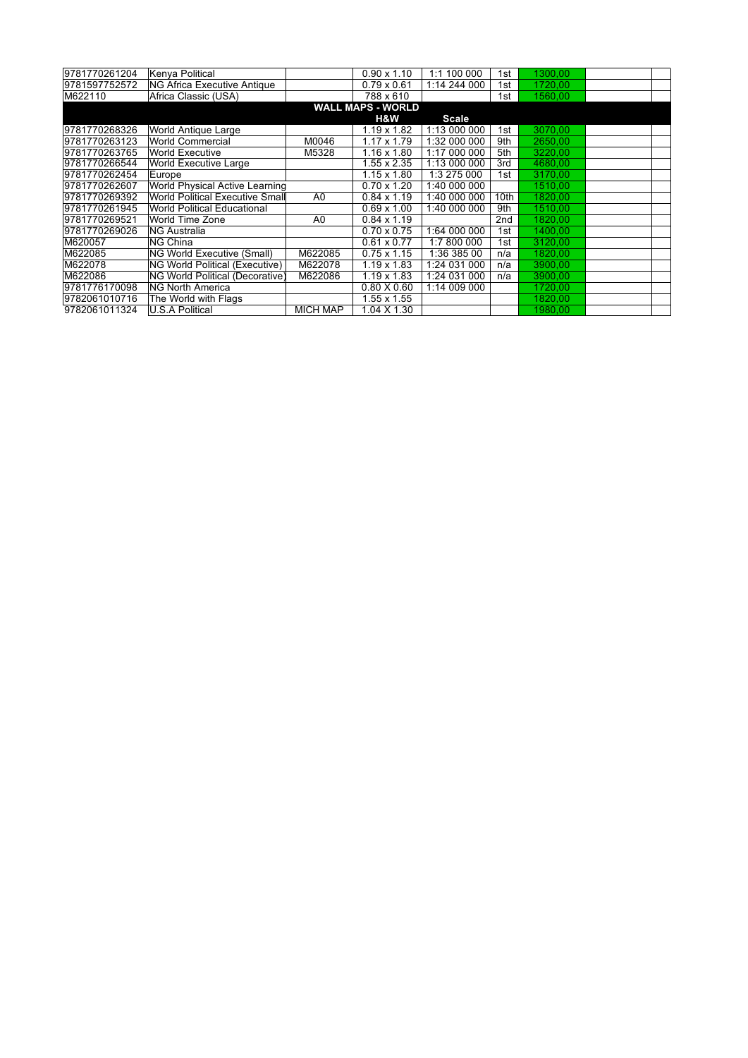| | | | | | | | | |
|---|---|---|---|---|---|---|---|---|
| 9781770261204 | Kenya Political | | 0.90 x 1.10 | 1:1 100 000 | 1st | 1300,00 | | |
| 9781597752572 | NG Africa Executive Antique | | 0.79 x 0.61 | 1:14 244 000 | 1st | 1720,00 | | |
| M622110 | Africa Classic (USA) | | 788 x 610 | | 1st | 1560,00 | | |
| | | | **WALL MAPS - WORLD** | | | | | |
| | | | **H&W** | **Scale** | | | | |
| 9781770268326 | World Antique Large | | 1.19 x 1.82 | 1:13 000 000 | 1st | 3070,00 | | |
| 9781770263123 | World Commercial | M0046 | 1.17 x 1.79 | 1:32 000 000 | 9th | 2650,00 | | |
| 9781770263765 | World Executive | M5328 | 1.16 x 1.80 | 1:17 000 000 | 5th | 3220,00 | | |
| 9781770266544 | World Executive Large | | 1.55 x 2.35 | 1:13 000 000 | 3rd | 4680,00 | | |
| 9781770262454 | Europe | | 1.15 x 1.80 | 1:3 275 000 | 1st | 3170,00 | | |
| 9781770262607 | World Physical Active Learning | | 0.70 x 1.20 | 1:40 000 000 | | 1510,00 | | |
| 9781770269392 | World Political Executive Small | A0 | 0.84 x 1.19 | 1:40 000 000 | 10th | 1820,00 | | |
| 9781770261945 | World Political Educational | | 0.69 x 1.00 | 1:40 000 000 | 9th | 1510,00 | | |
| 9781770269521 | World Time Zone | A0 | 0.84 x 1.19 | | 2nd | 1820,00 | | |
| 9781770269026 | NG Australia | | 0.70 x 0.75 | 1:64 000 000 | 1st | 1400,00 | | |
| M620057 | NG China | | 0.61 x 0.77 | 1:7 800 000 | 1st | 3120,00 | | |
| M622085 | NG World Executive (Small) | M622085 | 0.75 x 1.15 | 1:36 385 00 | n/a | 1820,00 | | |
| M622078 | NG World Political (Executive) | M622078 | 1.19 x 1.83 | 1:24 031 000 | n/a | 3900,00 | | |
| M622086 | NG World Political (Decorative) | M622086 | 1.19 x 1.83 | 1:24 031 000 | n/a | 3900,00 | | |
| 9781776170098 | NG North America | | 0.80 X 0.60 | 1:14 009 000 | | 1720,00 | | |
| 9782061010716 | The World with Flags | | 1.55 x 1.55 | | | 1820,00 | | |
| 9782061011324 | U.S.A Political | MICH MAP | 1.04 X 1.30 | | | 1980,00 | | |